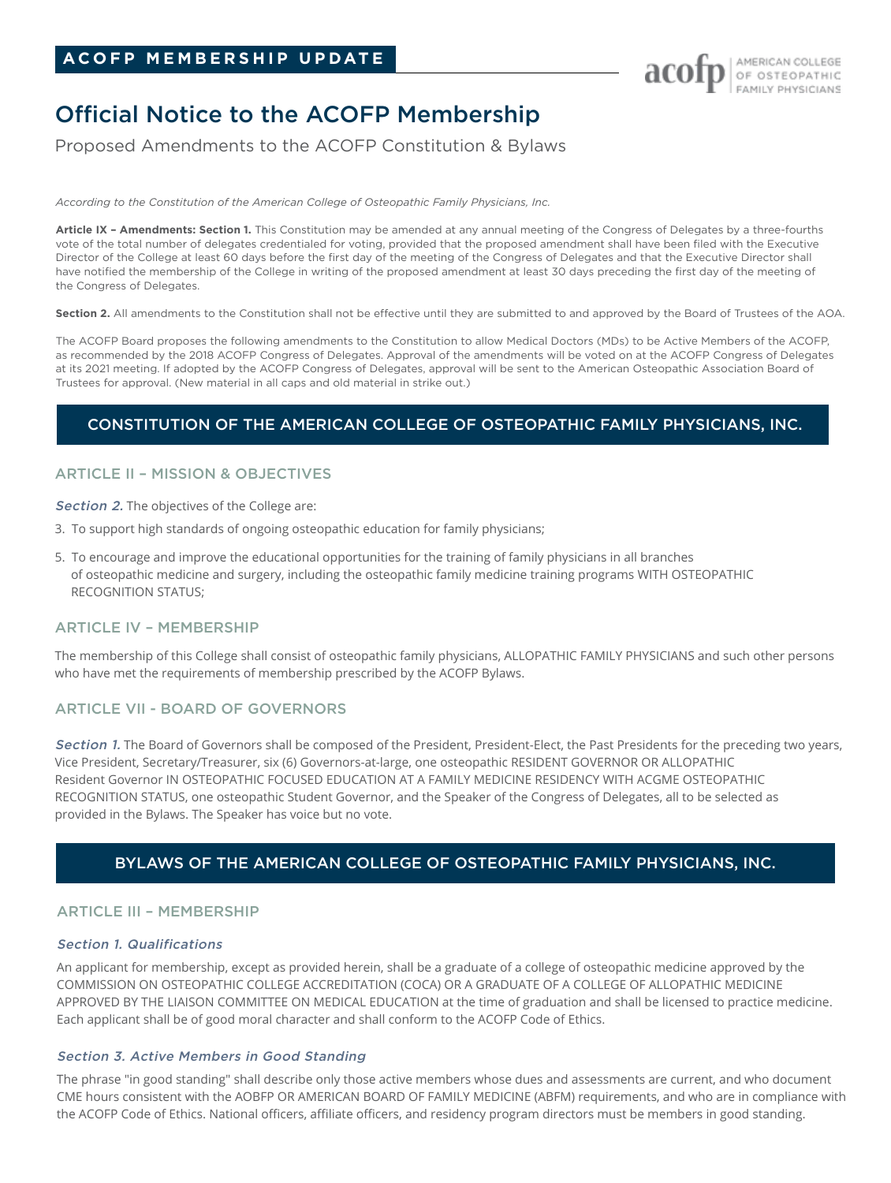ACOFP MEMBERSHIP UPDATE

# Official Notice to the ACOFP Membership

## Proposed Amendments to the ACOFP Constitution & Bylaws

*According to the Constitution of the American College of Osteopathic Family Physicians, Inc.*

**Article IX – Amendments: Section 1.** This Constitution may be amended at any annual meeting of the Congress of Delegates by a three-fourths vote of the total number of delegates credentialed for voting, provided that the proposed amendment shall have been filed with the Executive Director of the College at least 60 days before the first day of the meeting of the Congress of Delegates and that the Executive Director shall have notified the membership of the College in writing of the proposed amendment at least 30 days preceding the first day of the meeting of the Congress of Delegates.

**Section 2.** All amendments to the Constitution shall not be effective until they are submitted to and approved by the Board of Trustees of the AOA.

The ACOFP Board proposes the following amendments to the Constitution to allow Medical Doctors (MDs) to be Active Members of the ACOFP, as recommended by the 2018 ACOFP Congress of Delegates. Approval of the amendments will be voted on at the ACOFP Congress of Delegates at its 2021 meeting. If adopted by the ACOFP Congress of Delegates, approval will be sent to the American Osteopathic Association Board of Trustees for approval. (New material in all caps and old material in strike out.)

## CONSTITUTION OF THE AMERICAN COLLEGE OF OSTEOPATHIC FAMILY PHYSICIANS, INC.

### ARTICLE II – MISSION & OBJECTIVES

*Section 2.* The objectives of the College are:

3. To support high standards of ongoing osteopathic education for family physicians;

5. To encourage and improve the educational opportunities for the training of family physicians in all branches of osteopathic medicine and surgery, including the osteopathic family medicine training programs WITH OSTEOPATHIC RECOGNITION STATUS;

### ARTICLE IV – MEMBERSHIP

The membership of this College shall consist of osteopathic family physicians, ALLOPATHIC FAMILY PHYSICIANS and such other persons who have met the requirements of membership prescribed by the ACOFP Bylaws.

### ARTICLE VII - BOARD OF GOVERNORS

*Section 1.* The Board of Governors shall be composed of the President, President-Elect, the Past Presidents for the preceding two years, Vice President, Secretary/Treasurer, six (6) Governors-at-large, one osteopathic RESIDENT GOVERNOR OR ALLOPATHIC Resident Governor IN OSTEOPATHIC FOCUSED EDUCATION AT A FAMILY MEDICINE RESIDENCY WITH ACGME OSTEOPATHIC RECOGNITION STATUS, one osteopathic Student Governor, and the Speaker of the Congress of Delegates, all to be selected as provided in the Bylaws. The Speaker has voice but no vote.

## BYLAWS OF THE AMERICAN COLLEGE OF OSTEOPATHIC FAMILY PHYSICIANS, INC.

### ARTICLE III – MEMBERSHIP

#### *Section 1. Qualifications*

An applicant for membership, except as provided herein, shall be a graduate of a college of osteopathic medicine approved by the COMMISSION ON OSTEOPATHIC COLLEGE ACCREDITATION (COCA) OR A GRADUATE OF A COLLEGE OF ALLOPATHIC MEDICINE APPROVED BY THE LIAISON COMMITTEE ON MEDICAL EDUCATION at the time of graduation and shall be licensed to practice medicine. Each applicant shall be of good moral character and shall conform to the ACOFP Code of Ethics.

#### *Section 3. Active Members in Good Standing*

The phrase "in good standing" shall describe only those active members whose dues and assessments are current, and who document CME hours consistent with the AOBFP OR AMERICAN BOARD OF FAMILY MEDICINE (ABFM) requirements, and who are in compliance with the ACOFP Code of Ethics. National officers, affiliate officers, and residency program directors must be members in good standing.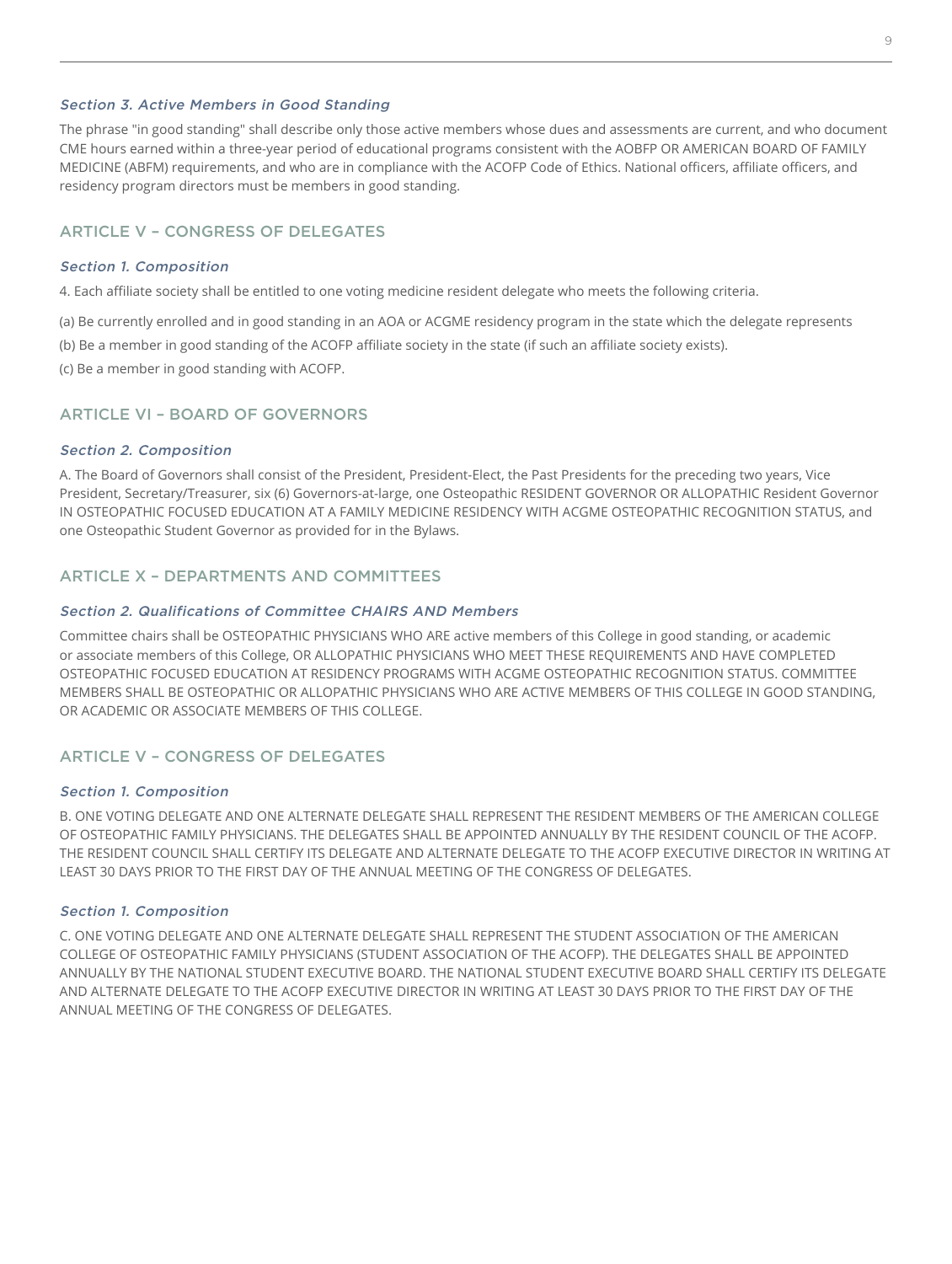### *Section 3. Active Members in Good Standing*

The phrase "in good standing" shall describe only those active members whose dues and assessments are current, and who document CME hours earned within a three-year period of educational programs consistent with the AOBFP OR AMERICAN BOARD OF FAMILY MEDICINE (ABFM) requirements, and who are in compliance with the ACOFP Code of Ethics. National officers, affiliate officers, and residency program directors must be members in good standing.

## ARTICLE V – CONGRESS OF DELEGATES

### *Section 1. Composition*

4. Each affiliate society shall be entitled to one voting medicine resident delegate who meets the following criteria.

(a) Be currently enrolled and in good standing in an AOA or ACGME residency program in the state which the delegate represents

(b) Be a member in good standing of the ACOFP affiliate society in the state (if such an affiliate society exists).

(c) Be a member in good standing with ACOFP.

## ARTICLE VI – BOARD OF GOVERNORS

### *Section 2. Composition*

A. The Board of Governors shall consist of the President, President-Elect, the Past Presidents for the preceding two years, Vice President, Secretary/Treasurer, six (6) Governors-at-large, one Osteopathic RESIDENT GOVERNOR OR ALLOPATHIC Resident Governor IN OSTEOPATHIC FOCUSED EDUCATION AT A FAMILY MEDICINE RESIDENCY WITH ACGME OSTEOPATHIC RECOGNITION STATUS, and one Osteopathic Student Governor as provided for in the Bylaws.

## ARTICLE X – DEPARTMENTS AND COMMITTEES

### *Section 2. Qualifications of Committee CHAIRS AND Members*

Committee chairs shall be OSTEOPATHIC PHYSICIANS WHO ARE active members of this College in good standing, or academic or associate members of this College, OR ALLOPATHIC PHYSICIANS WHO MEET THESE REQUIREMENTS AND HAVE COMPLETED OSTEOPATHIC FOCUSED EDUCATION AT RESIDENCY PROGRAMS WITH ACGME OSTEOPATHIC RECOGNITION STATUS. COMMITTEE MEMBERS SHALL BE OSTEOPATHIC OR ALLOPATHIC PHYSICIANS WHO ARE ACTIVE MEMBERS OF THIS COLLEGE IN GOOD STANDING, OR ACADEMIC OR ASSOCIATE MEMBERS OF THIS COLLEGE.

## ARTICLE V – CONGRESS OF DELEGATES

### *Section 1. Composition*

B. ONE VOTING DELEGATE AND ONE ALTERNATE DELEGATE SHALL REPRESENT THE RESIDENT MEMBERS OF THE AMERICAN COLLEGE OF OSTEOPATHIC FAMILY PHYSICIANS. THE DELEGATES SHALL BE APPOINTED ANNUALLY BY THE RESIDENT COUNCIL OF THE ACOFP. THE RESIDENT COUNCIL SHALL CERTIFY ITS DELEGATE AND ALTERNATE DELEGATE TO THE ACOFP EXECUTIVE DIRECTOR IN WRITING AT LEAST 30 DAYS PRIOR TO THE FIRST DAY OF THE ANNUAL MEETING OF THE CONGRESS OF DELEGATES.

### *Section 1. Composition*

C. ONE VOTING DELEGATE AND ONE ALTERNATE DELEGATE SHALL REPRESENT THE STUDENT ASSOCIATION OF THE AMERICAN COLLEGE OF OSTEOPATHIC FAMILY PHYSICIANS (STUDENT ASSOCIATION OF THE ACOFP). THE DELEGATES SHALL BE APPOINTED ANNUALLY BY THE NATIONAL STUDENT EXECUTIVE BOARD. THE NATIONAL STUDENT EXECUTIVE BOARD SHALL CERTIFY ITS DELEGATE AND ALTERNATE DELEGATE TO THE ACOFP EXECUTIVE DIRECTOR IN WRITING AT LEAST 30 DAYS PRIOR TO THE FIRST DAY OF THE ANNUAL MEETING OF THE CONGRESS OF DELEGATES.